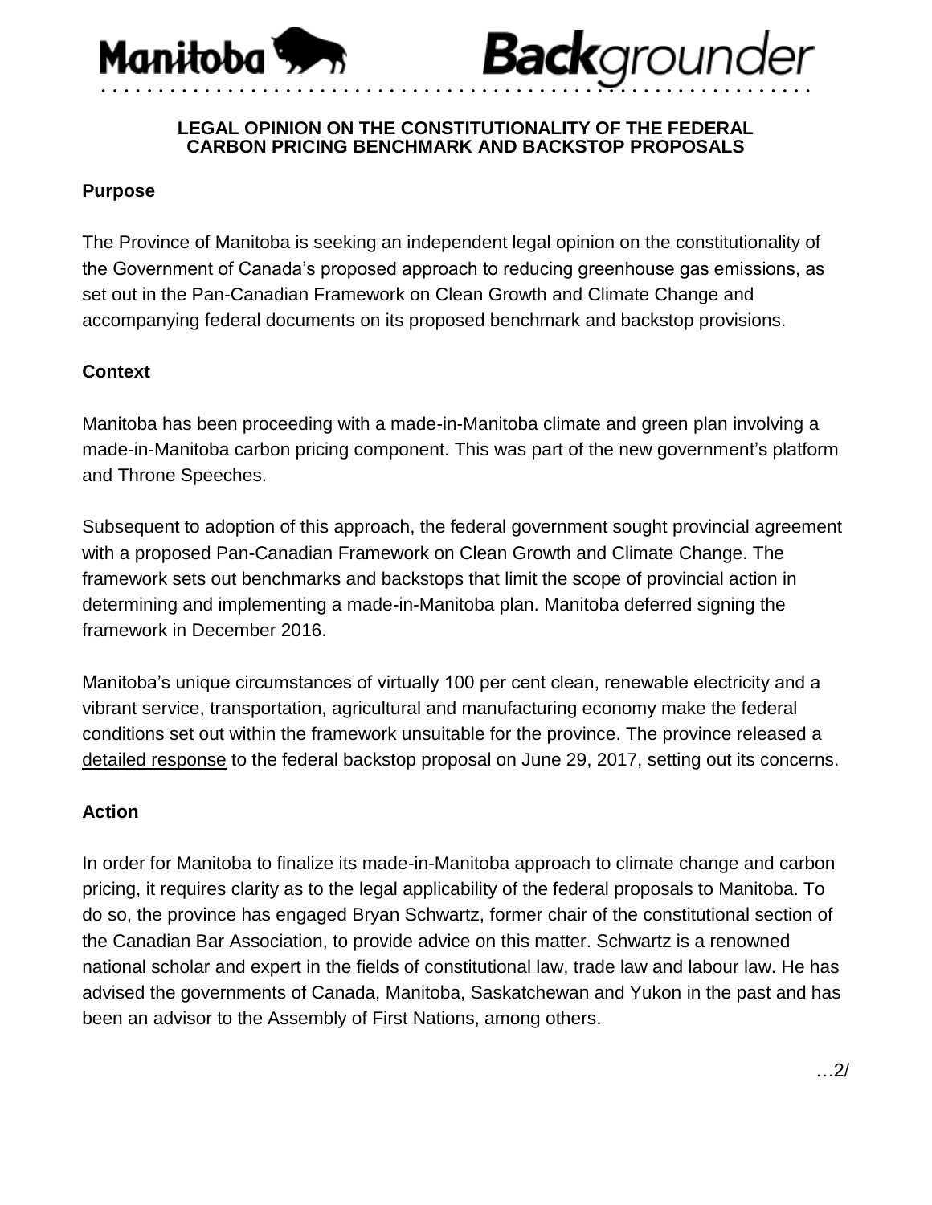Manitoba **Back**grounder

# LEGAL OPINION ON THE CONSTITUTIONALITY OF THE FEDERAL CARBON PRICING BENCHMARK AND BACKSTOP PROPOSALS

**Purpose**

The Province of Manitoba is seeking an independent legal opinion on the constitutionality of the Government of Canada's proposed approach to reducing greenhouse gas emissions, as set out in the Pan-Canadian Framework on Clean Growth and Climate Change and accompanying federal documents on its proposed benchmark and backstop provisions.

**Context**

Manitoba has been proceeding with a made-in-Manitoba climate and green plan involving a made-in-Manitoba carbon pricing component. This was part of the new government's platform and Throne Speeches.

Subsequent to adoption of this approach, the federal government sought provincial agreement with a proposed Pan-Canadian Framework on Clean Growth and Climate Change. The framework sets out benchmarks and backstops that limit the scope of provincial action in determining and implementing a made-in-Manitoba plan. Manitoba deferred signing the framework in December 2016.

Manitoba's unique circumstances of virtually 100 per cent clean, renewable electricity and a vibrant service, transportation, agricultural and manufacturing economy make the federal conditions set out within the framework unsuitable for the province. The province released a detailed response to the federal backstop proposal on June 29, 2017, setting out its concerns.

**Action**

In order for Manitoba to finalize its made-in-Manitoba approach to climate change and carbon pricing, it requires clarity as to the legal applicability of the federal proposals to Manitoba. To do so, the province has engaged Bryan Schwartz, former chair of the constitutional section of the Canadian Bar Association, to provide advice on this matter. Schwartz is a renowned national scholar and expert in the fields of constitutional law, trade law and labour law. He has advised the governments of Canada, Manitoba, Saskatchewan and Yukon in the past and has been an advisor to the Assembly of First Nations, among others.

…2/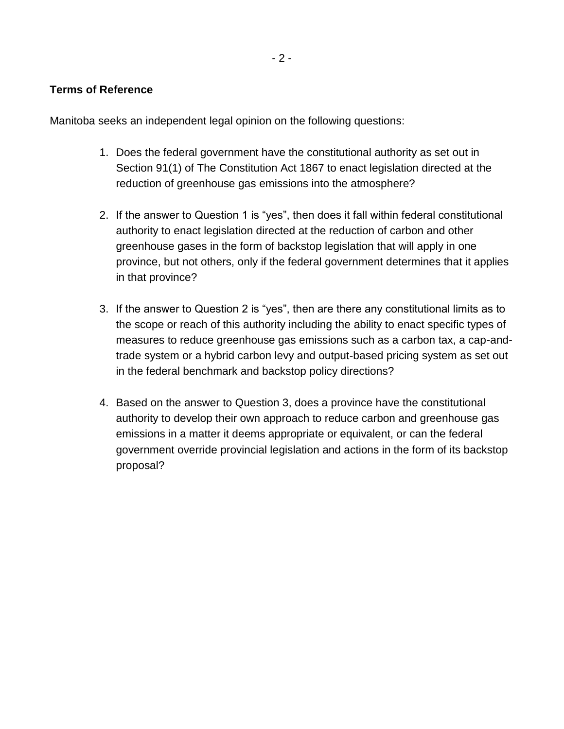**Terms of Reference**

Manitoba seeks an independent legal opinion on the following questions:

1. Does the federal government have the constitutional authority as set out in Section 91(1) of The Constitution Act 1867 to enact legislation directed at the reduction of greenhouse gas emissions into the atmosphere?

2. If the answer to Question 1 is “yes”, then does it fall within federal constitutional authority to enact legislation directed at the reduction of carbon and other greenhouse gases in the form of backstop legislation that will apply in one province, but not others, only if the federal government determines that it applies in that province?

3. If the answer to Question 2 is “yes”, then are there any constitutional limits as to the scope or reach of this authority including the ability to enact specific types of measures to reduce greenhouse gas emissions such as a carbon tax, a cap-and-trade system or a hybrid carbon levy and output-based pricing system as set out in the federal benchmark and backstop policy directions?

4. Based on the answer to Question 3, does a province have the constitutional authority to develop their own approach to reduce carbon and greenhouse gas emissions in a matter it deems appropriate or equivalent, or can the federal government override provincial legislation and actions in the form of its backstop proposal?